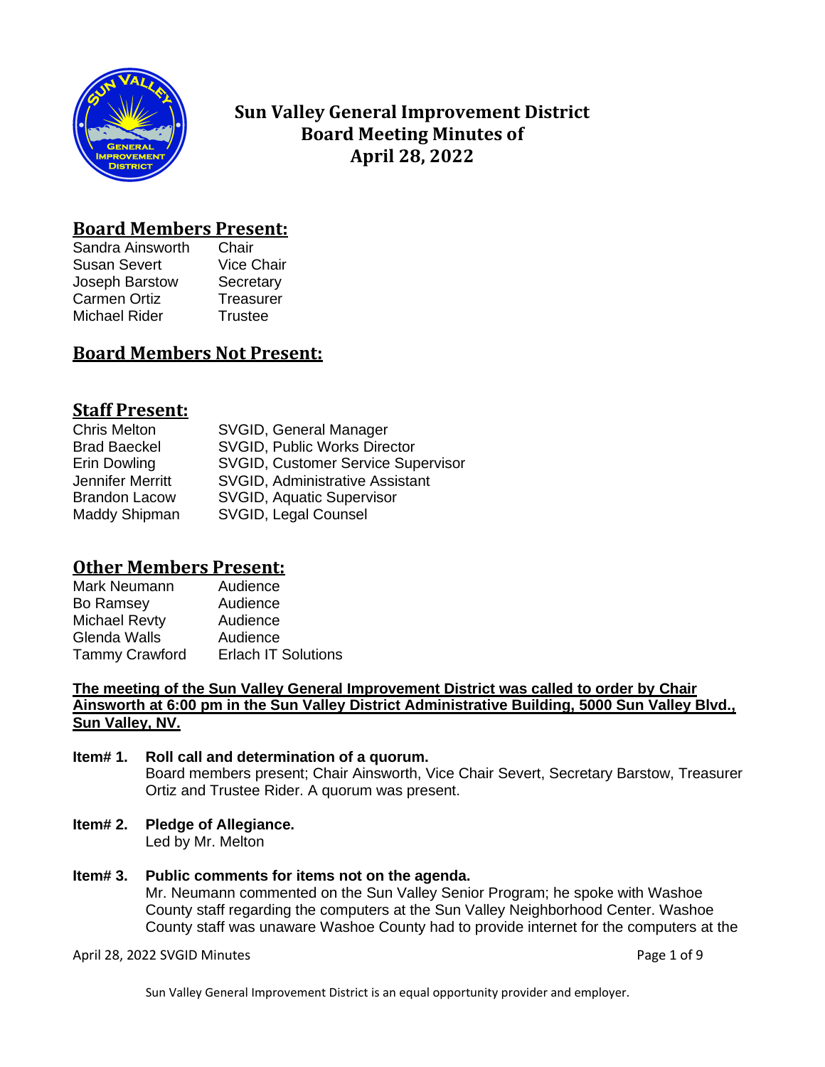# Sun Valley General Improvement District
## Board Meeting Minutes of
## April 28, 2022

## Board Members Present:

| | |
|---|---|
| Sandra Ainsworth | Chair |
| Susan Severt | Vice Chair |
| Joseph Barstow | Secretary |
| Carmen Ortiz | Treasurer |
| Michael Rider | Trustee |

## Board Members Not Present:

## Staff Present:

| | |
|---|---|
| Chris Melton | SVGID, General Manager |
| Brad Baeckel | SVGID, Public Works Director |
| Erin Dowling | SVGID, Customer Service Supervisor |
| Jennifer Merritt | SVGID, Administrative Assistant |
| Brandon Lacow | SVGID, Aquatic Supervisor |
| Maddy Shipman | SVGID, Legal Counsel |

## Other Members Present:

| | |
|---|---|
| Mark Neumann | Audience |
| Bo Ramsey | Audience |
| Michael Revty | Audience |
| Glenda Walls | Audience |
| Tammy Crawford | Erlach IT Solutions |

**The meeting of the Sun Valley General Improvement District was called to order by Chair Ainsworth at 6:00 pm in the Sun Valley District Administrative Building, 5000 Sun Valley Blvd., Sun Valley, NV.**

**Item# 1. Roll call and determination of a quorum.**
Board members present; Chair Ainsworth, Vice Chair Severt, Secretary Barstow, Treasurer Ortiz and Trustee Rider. A quorum was present.

**Item# 2. Pledge of Allegiance.**
Led by Mr. Melton

**Item# 3. Public comments for items not on the agenda.**
Mr. Neumann commented on the Sun Valley Senior Program; he spoke with Washoe County staff regarding the computers at the Sun Valley Neighborhood Center. Washoe County staff was unaware Washoe County had to provide internet for the computers at the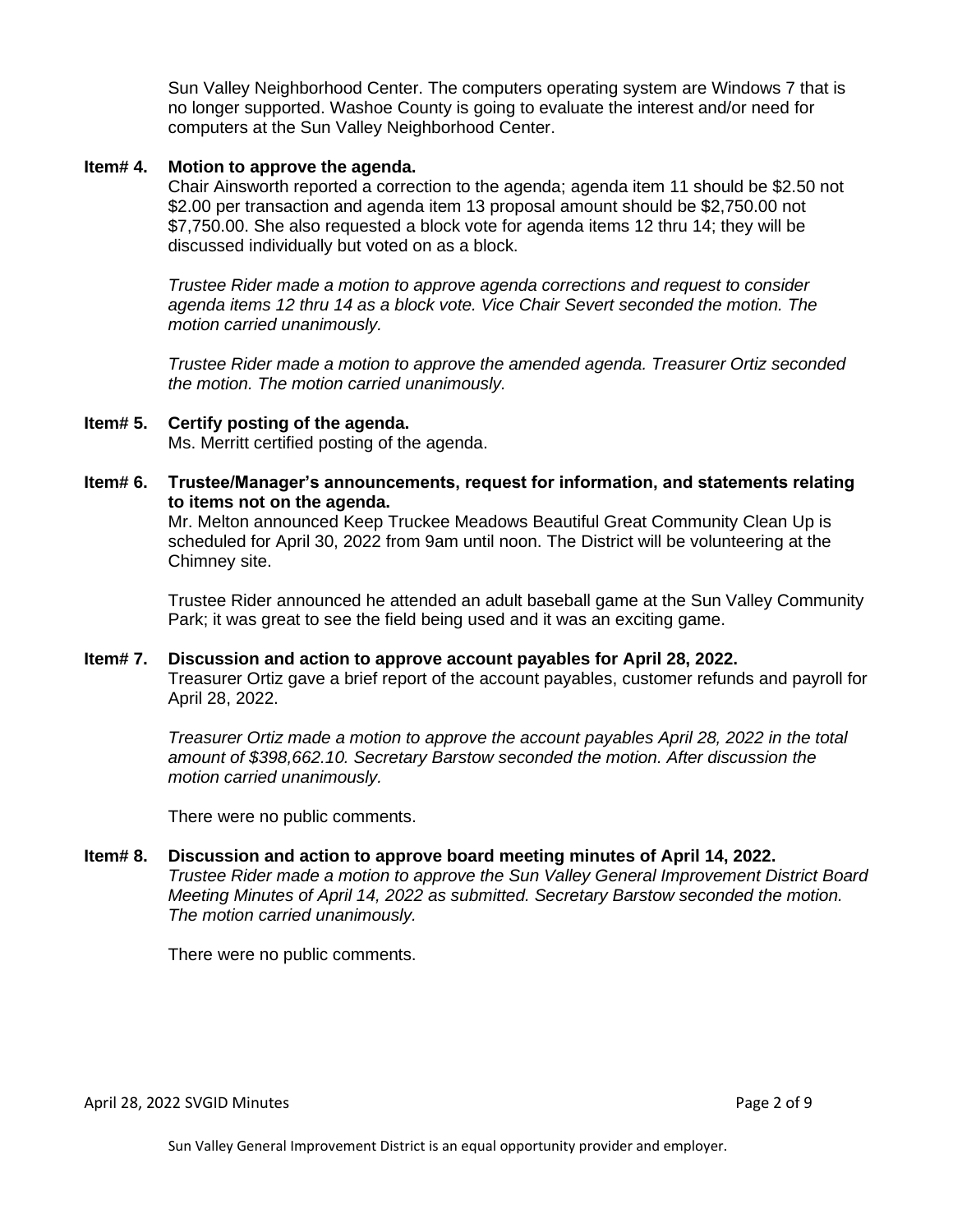Sun Valley Neighborhood Center. The computers operating system are Windows 7 that is no longer supported. Washoe County is going to evaluate the interest and/or need for computers at the Sun Valley Neighborhood Center.

**Item# 4. Motion to approve the agenda.**

Chair Ainsworth reported a correction to the agenda; agenda item 11 should be $2.50 not $2.00 per transaction and agenda item 13 proposal amount should be $2,750.00 not $7,750.00. She also requested a block vote for agenda items 12 thru 14; they will be discussed individually but voted on as a block.

*Trustee Rider made a motion to approve agenda corrections and request to consider agenda items 12 thru 14 as a block vote. Vice Chair Severt seconded the motion. The motion carried unanimously.*

*Trustee Rider made a motion to approve the amended agenda. Treasurer Ortiz seconded the motion. The motion carried unanimously.*

**Item# 5. Certify posting of the agenda.**

Ms. Merritt certified posting of the agenda.

**Item# 6. Trustee/Manager's announcements, request for information, and statements relating to items not on the agenda.**

Mr. Melton announced Keep Truckee Meadows Beautiful Great Community Clean Up is scheduled for April 30, 2022 from 9am until noon. The District will be volunteering at the Chimney site.

Trustee Rider announced he attended an adult baseball game at the Sun Valley Community Park; it was great to see the field being used and it was an exciting game.

**Item# 7. Discussion and action to approve account payables for April 28, 2022.**

Treasurer Ortiz gave a brief report of the account payables, customer refunds and payroll for April 28, 2022.

*Treasurer Ortiz made a motion to approve the account payables April 28, 2022 in the total amount of $398,662.10. Secretary Barstow seconded the motion. After discussion the motion carried unanimously.*

There were no public comments.

**Item# 8. Discussion and action to approve board meeting minutes of April 14, 2022.**

*Trustee Rider made a motion to approve the Sun Valley General Improvement District Board Meeting Minutes of April 14, 2022 as submitted. Secretary Barstow seconded the motion. The motion carried unanimously.*

There were no public comments.

Sun Valley General Improvement District is an equal opportunity provider and employer.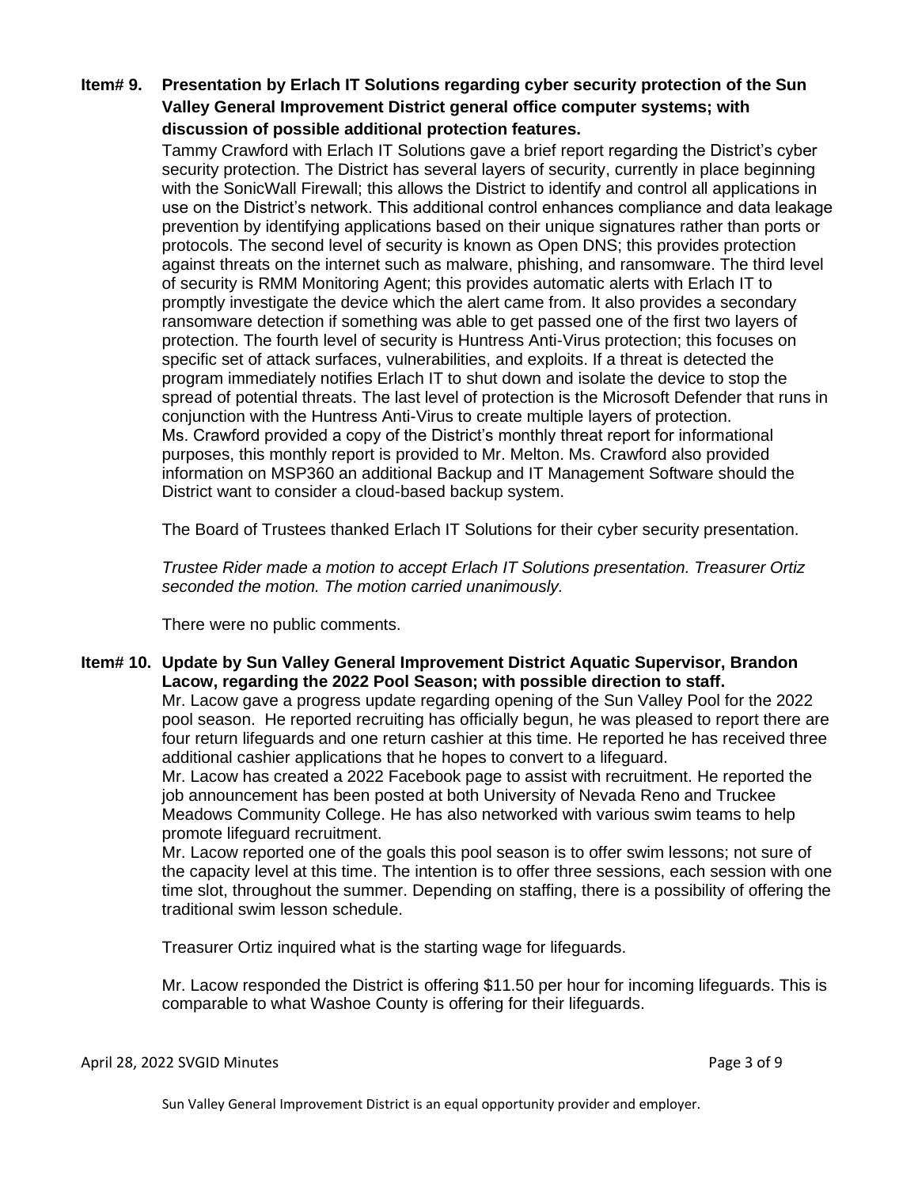**Item# 9. Presentation by Erlach IT Solutions regarding cyber security protection of the Sun Valley General Improvement District general office computer systems; with discussion of possible additional protection features.**

Tammy Crawford with Erlach IT Solutions gave a brief report regarding the District's cyber security protection. The District has several layers of security, currently in place beginning with the SonicWall Firewall; this allows the District to identify and control all applications in use on the District's network. This additional control enhances compliance and data leakage prevention by identifying applications based on their unique signatures rather than ports or protocols. The second level of security is known as Open DNS; this provides protection against threats on the internet such as malware, phishing, and ransomware. The third level of security is RMM Monitoring Agent; this provides automatic alerts with Erlach IT to promptly investigate the device which the alert came from. It also provides a secondary ransomware detection if something was able to get passed one of the first two layers of protection. The fourth level of security is Huntress Anti-Virus protection; this focuses on specific set of attack surfaces, vulnerabilities, and exploits. If a threat is detected the program immediately notifies Erlach IT to shut down and isolate the device to stop the spread of potential threats. The last level of protection is the Microsoft Defender that runs in conjunction with the Huntress Anti-Virus to create multiple layers of protection.
Ms. Crawford provided a copy of the District's monthly threat report for informational purposes, this monthly report is provided to Mr. Melton. Ms. Crawford also provided information on MSP360 an additional Backup and IT Management Software should the District want to consider a cloud-based backup system.

The Board of Trustees thanked Erlach IT Solutions for their cyber security presentation.

*Trustee Rider made a motion to accept Erlach IT Solutions presentation. Treasurer Ortiz seconded the motion. The motion carried unanimously.*

There were no public comments.

**Item# 10. Update by Sun Valley General Improvement District Aquatic Supervisor, Brandon Lacow, regarding the 2022 Pool Season; with possible direction to staff.**

Mr. Lacow gave a progress update regarding opening of the Sun Valley Pool for the 2022 pool season. He reported recruiting has officially begun, he was pleased to report there are four return lifeguards and one return cashier at this time. He reported he has received three additional cashier applications that he hopes to convert to a lifeguard.
Mr. Lacow has created a 2022 Facebook page to assist with recruitment. He reported the job announcement has been posted at both University of Nevada Reno and Truckee Meadows Community College. He has also networked with various swim teams to help promote lifeguard recruitment.
Mr. Lacow reported one of the goals this pool season is to offer swim lessons; not sure of the capacity level at this time. The intention is to offer three sessions, each session with one time slot, throughout the summer. Depending on staffing, there is a possibility of offering the traditional swim lesson schedule.

Treasurer Ortiz inquired what is the starting wage for lifeguards.

Mr. Lacow responded the District is offering $11.50 per hour for incoming lifeguards. This is comparable to what Washoe County is offering for their lifeguards.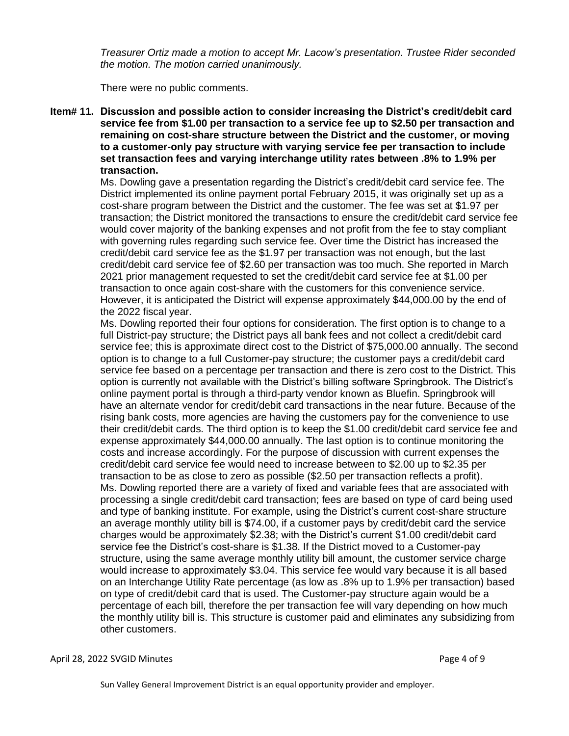*Treasurer Ortiz made a motion to accept Mr. Lacow's presentation. Trustee Rider seconded the motion. The motion carried unanimously.*

There were no public comments.

**Item# 11. Discussion and possible action to consider increasing the District's credit/debit card service fee from $1.00 per transaction to a service fee up to $2.50 per transaction and remaining on cost-share structure between the District and the customer, or moving to a customer-only pay structure with varying service fee per transaction to include set transaction fees and varying interchange utility rates between .8% to 1.9% per transaction.**

Ms. Dowling gave a presentation regarding the District's credit/debit card service fee. The District implemented its online payment portal February 2015, it was originally set up as a cost-share program between the District and the customer. The fee was set at $1.97 per transaction; the District monitored the transactions to ensure the credit/debit card service fee would cover majority of the banking expenses and not profit from the fee to stay compliant with governing rules regarding such service fee. Over time the District has increased the credit/debit card service fee as the $1.97 per transaction was not enough, but the last credit/debit card service fee of $2.60 per transaction was too much. She reported in March 2021 prior management requested to set the credit/debit card service fee at $1.00 per transaction to once again cost-share with the customers for this convenience service. However, it is anticipated the District will expense approximately $44,000.00 by the end of the 2022 fiscal year.

Ms. Dowling reported their four options for consideration. The first option is to change to a full District-pay structure; the District pays all bank fees and not collect a credit/debit card service fee; this is approximate direct cost to the District of $75,000.00 annually. The second option is to change to a full Customer-pay structure; the customer pays a credit/debit card service fee based on a percentage per transaction and there is zero cost to the District. This option is currently not available with the District's billing software Springbrook. The District's online payment portal is through a third-party vendor known as Bluefin. Springbrook will have an alternate vendor for credit/debit card transactions in the near future. Because of the rising bank costs, more agencies are having the customers pay for the convenience to use their credit/debit cards. The third option is to keep the $1.00 credit/debit card service fee and expense approximately $44,000.00 annually. The last option is to continue monitoring the costs and increase accordingly. For the purpose of discussion with current expenses the credit/debit card service fee would need to increase between to $2.00 up to $2.35 per transaction to be as close to zero as possible ($2.50 per transaction reflects a profit).

Ms. Dowling reported there are a variety of fixed and variable fees that are associated with processing a single credit/debit card transaction; fees are based on type of card being used and type of banking institute. For example, using the District's current cost-share structure an average monthly utility bill is $74.00, if a customer pays by credit/debit card the service charges would be approximately $2.38; with the District's current $1.00 credit/debit card service fee the District's cost-share is $1.38. If the District moved to a Customer-pay structure, using the same average monthly utility bill amount, the customer service charge would increase to approximately $3.04. This service fee would vary because it is all based on an Interchange Utility Rate percentage (as low as .8% up to 1.9% per transaction) based on type of credit/debit card that is used. The Customer-pay structure again would be a percentage of each bill, therefore the per transaction fee will vary depending on how much the monthly utility bill is. This structure is customer paid and eliminates any subsidizing from other customers.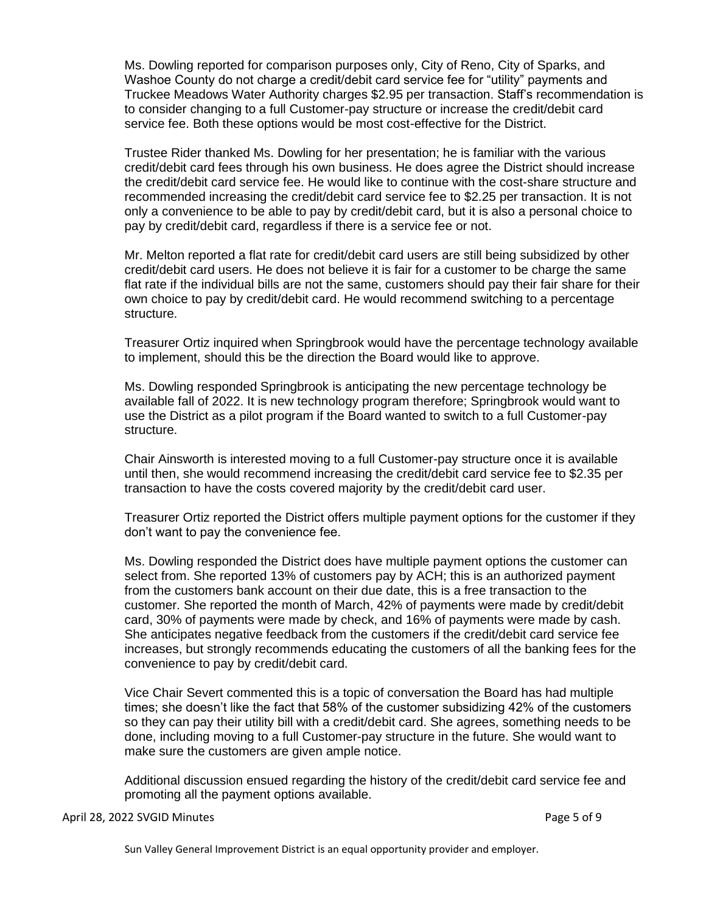Ms. Dowling reported for comparison purposes only, City of Reno, City of Sparks, and Washoe County do not charge a credit/debit card service fee for "utility" payments and Truckee Meadows Water Authority charges $2.95 per transaction. Staff's recommendation is to consider changing to a full Customer-pay structure or increase the credit/debit card service fee. Both these options would be most cost-effective for the District.

Trustee Rider thanked Ms. Dowling for her presentation; he is familiar with the various credit/debit card fees through his own business. He does agree the District should increase the credit/debit card service fee. He would like to continue with the cost-share structure and recommended increasing the credit/debit card service fee to $2.25 per transaction. It is not only a convenience to be able to pay by credit/debit card, but it is also a personal choice to pay by credit/debit card, regardless if there is a service fee or not.

Mr. Melton reported a flat rate for credit/debit card users are still being subsidized by other credit/debit card users. He does not believe it is fair for a customer to be charge the same flat rate if the individual bills are not the same, customers should pay their fair share for their own choice to pay by credit/debit card. He would recommend switching to a percentage structure.

Treasurer Ortiz inquired when Springbrook would have the percentage technology available to implement, should this be the direction the Board would like to approve.

Ms. Dowling responded Springbrook is anticipating the new percentage technology be available fall of 2022. It is new technology program therefore; Springbrook would want to use the District as a pilot program if the Board wanted to switch to a full Customer-pay structure.

Chair Ainsworth is interested moving to a full Customer-pay structure once it is available until then, she would recommend increasing the credit/debit card service fee to $2.35 per transaction to have the costs covered majority by the credit/debit card user.

Treasurer Ortiz reported the District offers multiple payment options for the customer if they don't want to pay the convenience fee.

Ms. Dowling responded the District does have multiple payment options the customer can select from. She reported 13% of customers pay by ACH; this is an authorized payment from the customers bank account on their due date, this is a free transaction to the customer. She reported the month of March, 42% of payments were made by credit/debit card, 30% of payments were made by check, and 16% of payments were made by cash. She anticipates negative feedback from the customers if the credit/debit card service fee increases, but strongly recommends educating the customers of all the banking fees for the convenience to pay by credit/debit card.

Vice Chair Severt commented this is a topic of conversation the Board has had multiple times; she doesn't like the fact that 58% of the customer subsidizing 42% of the customers so they can pay their utility bill with a credit/debit card. She agrees, something needs to be done, including moving to a full Customer-pay structure in the future. She would want to make sure the customers are given ample notice.

Additional discussion ensued regarding the history of the credit/debit card service fee and promoting all the payment options available.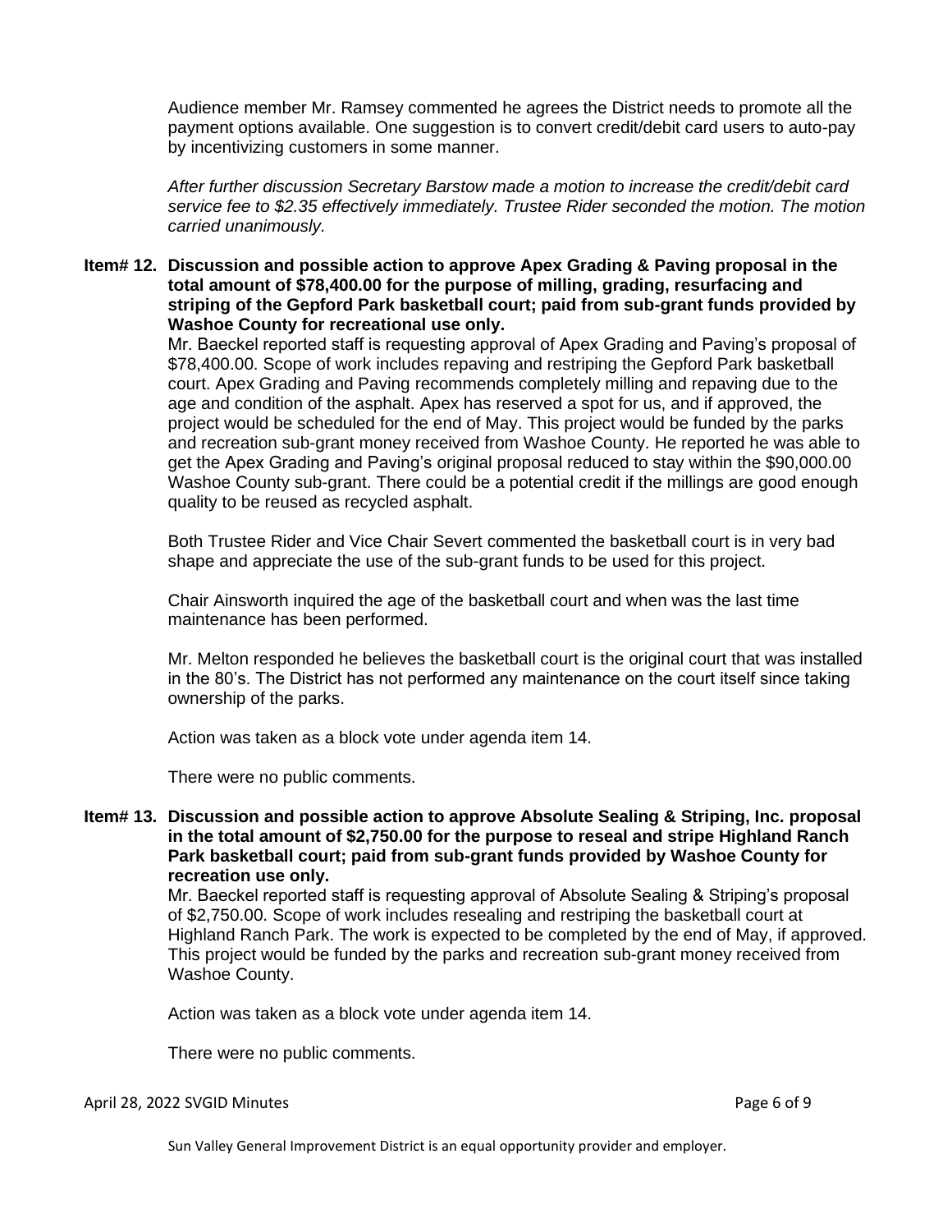Audience member Mr. Ramsey commented he agrees the District needs to promote all the payment options available. One suggestion is to convert credit/debit card users to auto-pay by incentivizing customers in some manner.

*After further discussion Secretary Barstow made a motion to increase the credit/debit card service fee to $2.35 effectively immediately. Trustee Rider seconded the motion. The motion carried unanimously.*

**Item# 12. Discussion and possible action to approve Apex Grading & Paving proposal in the total amount of $78,400.00 for the purpose of milling, grading, resurfacing and striping of the Gepford Park basketball court; paid from sub-grant funds provided by Washoe County for recreational use only.**

Mr. Baeckel reported staff is requesting approval of Apex Grading and Paving's proposal of $78,400.00. Scope of work includes repaving and restriping the Gepford Park basketball court. Apex Grading and Paving recommends completely milling and repaving due to the age and condition of the asphalt. Apex has reserved a spot for us, and if approved, the project would be scheduled for the end of May. This project would be funded by the parks and recreation sub-grant money received from Washoe County. He reported he was able to get the Apex Grading and Paving's original proposal reduced to stay within the $90,000.00 Washoe County sub-grant. There could be a potential credit if the millings are good enough quality to be reused as recycled asphalt.

Both Trustee Rider and Vice Chair Severt commented the basketball court is in very bad shape and appreciate the use of the sub-grant funds to be used for this project.

Chair Ainsworth inquired the age of the basketball court and when was the last time maintenance has been performed.

Mr. Melton responded he believes the basketball court is the original court that was installed in the 80's. The District has not performed any maintenance on the court itself since taking ownership of the parks.

Action was taken as a block vote under agenda item 14.

There were no public comments.

**Item# 13. Discussion and possible action to approve Absolute Sealing & Striping, Inc. proposal in the total amount of $2,750.00 for the purpose to reseal and stripe Highland Ranch Park basketball court; paid from sub-grant funds provided by Washoe County for recreation use only.**

Mr. Baeckel reported staff is requesting approval of Absolute Sealing & Striping's proposal of $2,750.00. Scope of work includes resealing and restriping the basketball court at Highland Ranch Park. The work is expected to be completed by the end of May, if approved. This project would be funded by the parks and recreation sub-grant money received from Washoe County.

Action was taken as a block vote under agenda item 14.

There were no public comments.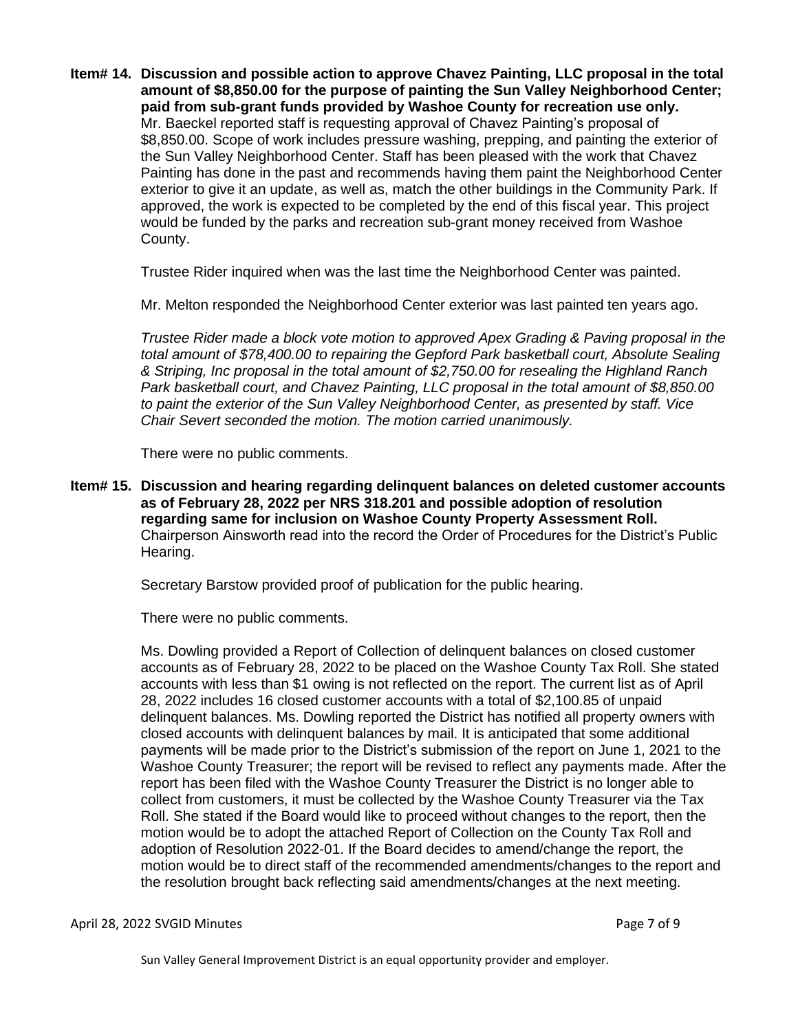**Item# 14. Discussion and possible action to approve Chavez Painting, LLC proposal in the total amount of $8,850.00 for the purpose of painting the Sun Valley Neighborhood Center; paid from sub-grant funds provided by Washoe County for recreation use only.**

Mr. Baeckel reported staff is requesting approval of Chavez Painting's proposal of $8,850.00. Scope of work includes pressure washing, prepping, and painting the exterior of the Sun Valley Neighborhood Center. Staff has been pleased with the work that Chavez Painting has done in the past and recommends having them paint the Neighborhood Center exterior to give it an update, as well as, match the other buildings in the Community Park. If approved, the work is expected to be completed by the end of this fiscal year. This project would be funded by the parks and recreation sub-grant money received from Washoe County.

Trustee Rider inquired when was the last time the Neighborhood Center was painted.

Mr. Melton responded the Neighborhood Center exterior was last painted ten years ago.

*Trustee Rider made a block vote motion to approved Apex Grading & Paving proposal in the total amount of $78,400.00 to repairing the Gepford Park basketball court, Absolute Sealing & Striping, Inc proposal in the total amount of $2,750.00 for resealing the Highland Ranch Park basketball court, and Chavez Painting, LLC proposal in the total amount of $8,850.00 to paint the exterior of the Sun Valley Neighborhood Center, as presented by staff. Vice Chair Severt seconded the motion. The motion carried unanimously.*

There were no public comments.

**Item# 15. Discussion and hearing regarding delinquent balances on deleted customer accounts as of February 28, 2022 per NRS 318.201 and possible adoption of resolution regarding same for inclusion on Washoe County Property Assessment Roll.**

Chairperson Ainsworth read into the record the Order of Procedures for the District's Public Hearing.

Secretary Barstow provided proof of publication for the public hearing.

There were no public comments.

Ms. Dowling provided a Report of Collection of delinquent balances on closed customer accounts as of February 28, 2022 to be placed on the Washoe County Tax Roll. She stated accounts with less than $1 owing is not reflected on the report. The current list as of April 28, 2022 includes 16 closed customer accounts with a total of $2,100.85 of unpaid delinquent balances. Ms. Dowling reported the District has notified all property owners with closed accounts with delinquent balances by mail. It is anticipated that some additional payments will be made prior to the District's submission of the report on June 1, 2021 to the Washoe County Treasurer; the report will be revised to reflect any payments made. After the report has been filed with the Washoe County Treasurer the District is no longer able to collect from customers, it must be collected by the Washoe County Treasurer via the Tax Roll. She stated if the Board would like to proceed without changes to the report, then the motion would be to adopt the attached Report of Collection on the County Tax Roll and adoption of Resolution 2022-01. If the Board decides to amend/change the report, the motion would be to direct staff of the recommended amendments/changes to the report and the resolution brought back reflecting said amendments/changes at the next meeting.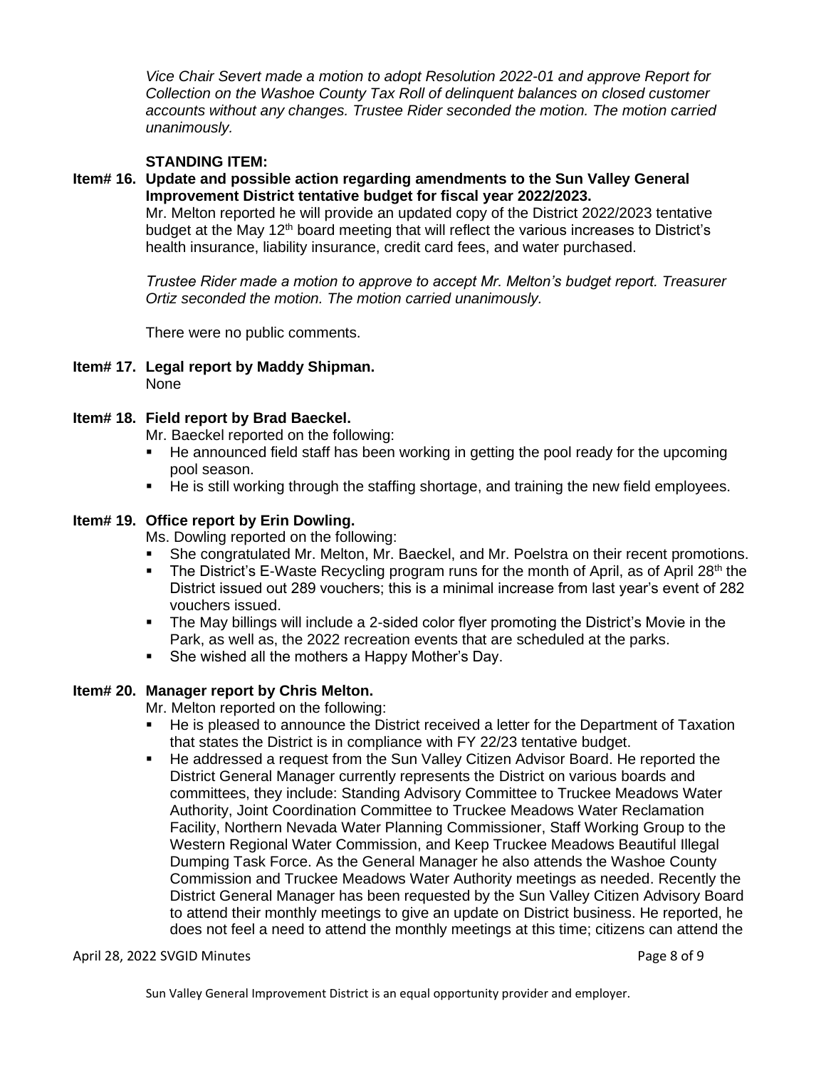*Vice Chair Severt made a motion to adopt Resolution 2022-01 and approve Report for Collection on the Washoe County Tax Roll of delinquent balances on closed customer accounts without any changes. Trustee Rider seconded the motion. The motion carried unanimously.*

**STANDING ITEM:**

**Item# 16. Update and possible action regarding amendments to the Sun Valley General Improvement District tentative budget for fiscal year 2022/2023.**

Mr. Melton reported he will provide an updated copy of the District 2022/2023 tentative budget at the May 12th board meeting that will reflect the various increases to District's health insurance, liability insurance, credit card fees, and water purchased.

*Trustee Rider made a motion to approve to accept Mr. Melton's budget report. Treasurer Ortiz seconded the motion. The motion carried unanimously.*

There were no public comments.

**Item# 17. Legal report by Maddy Shipman.**

None

**Item# 18. Field report by Brad Baeckel.**

Mr. Baeckel reported on the following:

- He announced field staff has been working in getting the pool ready for the upcoming pool season.
- He is still working through the staffing shortage, and training the new field employees.

**Item# 19. Office report by Erin Dowling.**

Ms. Dowling reported on the following:

- She congratulated Mr. Melton, Mr. Baeckel, and Mr. Poelstra on their recent promotions.
- The District's E-Waste Recycling program runs for the month of April, as of April 28th the District issued out 289 vouchers; this is a minimal increase from last year's event of 282 vouchers issued.
- The May billings will include a 2-sided color flyer promoting the District's Movie in the Park, as well as, the 2022 recreation events that are scheduled at the parks.
- She wished all the mothers a Happy Mother's Day.

**Item# 20. Manager report by Chris Melton.**

Mr. Melton reported on the following:

- He is pleased to announce the District received a letter for the Department of Taxation that states the District is in compliance with FY 22/23 tentative budget.
- He addressed a request from the Sun Valley Citizen Advisor Board. He reported the District General Manager currently represents the District on various boards and committees, they include: Standing Advisory Committee to Truckee Meadows Water Authority, Joint Coordination Committee to Truckee Meadows Water Reclamation Facility, Northern Nevada Water Planning Commissioner, Staff Working Group to the Western Regional Water Commission, and Keep Truckee Meadows Beautiful Illegal Dumping Task Force. As the General Manager he also attends the Washoe County Commission and Truckee Meadows Water Authority meetings as needed. Recently the District General Manager has been requested by the Sun Valley Citizen Advisory Board to attend their monthly meetings to give an update on District business. He reported, he does not feel a need to attend the monthly meetings at this time; citizens can attend the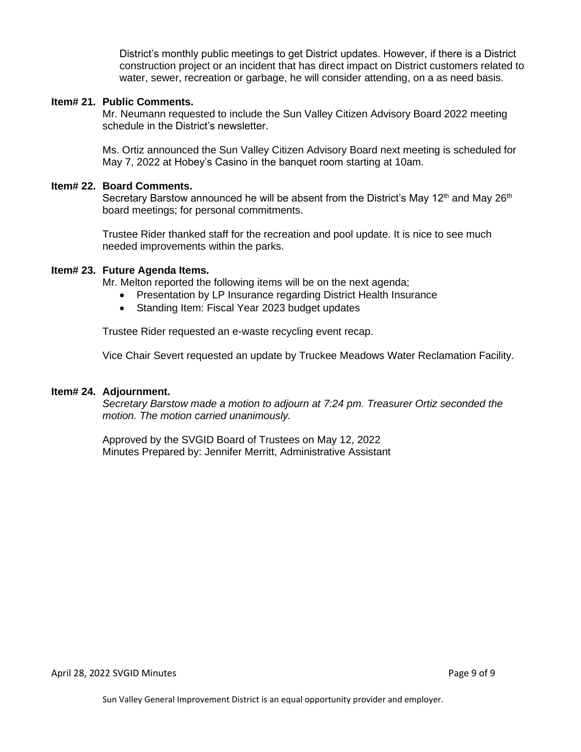District's monthly public meetings to get District updates. However, if there is a District construction project or an incident that has direct impact on District customers related to water, sewer, recreation or garbage, he will consider attending, on a as need basis.

**Item# 21. Public Comments.**

Mr. Neumann requested to include the Sun Valley Citizen Advisory Board 2022 meeting schedule in the District's newsletter.

Ms. Ortiz announced the Sun Valley Citizen Advisory Board next meeting is scheduled for May 7, 2022 at Hobey's Casino in the banquet room starting at 10am.

**Item# 22. Board Comments.**

Secretary Barstow announced he will be absent from the District's May 12th and May 26th board meetings; for personal commitments.

Trustee Rider thanked staff for the recreation and pool update. It is nice to see much needed improvements within the parks.

**Item# 23. Future Agenda Items.**

Mr. Melton reported the following items will be on the next agenda;

- Presentation by LP Insurance regarding District Health Insurance
- Standing Item: Fiscal Year 2023 budget updates

Trustee Rider requested an e-waste recycling event recap.

Vice Chair Severt requested an update by Truckee Meadows Water Reclamation Facility.

**Item# 24. Adjournment.**

*Secretary Barstow made a motion to adjourn at 7:24 pm. Treasurer Ortiz seconded the motion. The motion carried unanimously.*

Approved by the SVGID Board of Trustees on May 12, 2022
Minutes Prepared by: Jennifer Merritt, Administrative Assistant

Sun Valley General Improvement District is an equal opportunity provider and employer.